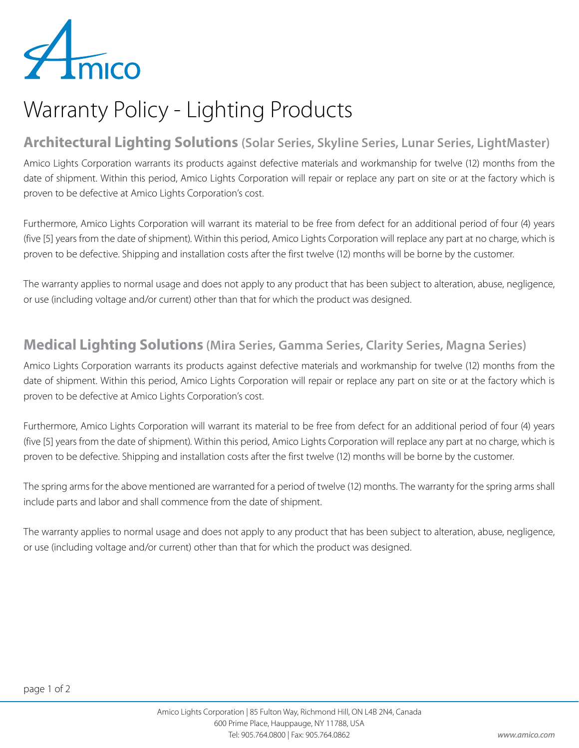# Warranty Policy - Lighting Products

## Architectural Lighting Solutions (Solar Series, Skyline Series, Lunar Series, LightMaster)

Amico Lights Corporation warrants its products against defective materials and workmanship for twelve (12) months from the date of shipment. Within this period, Amico Lights Corporation will repair or replace any part on site or at the factory which is proven to be defective at Amico Lights Corporation's cost.

Furthermore, Amico Lights Corporation will warrant its material to be free from defect for an additional period of four (4) years (five [5] years from the date of shipment). Within this period, Amico Lights Corporation will replace any part at no charge, which is proven to be defective. Shipping and installation costs after the first twelve (12) months will be borne by the customer.

The warranty applies to normal usage and does not apply to any product that has been subject to alteration, abuse, negligence, or use (including voltage and/or current) other than that for which the product was designed.

## Medical Lighting Solutions (Mira Series, Gamma Series, Clarity Series, Magna Series)

Amico Lights Corporation warrants its products against defective materials and workmanship for twelve (12) months from the date of shipment. Within this period, Amico Lights Corporation will repair or replace any part on site or at the factory which is proven to be defective at Amico Lights Corporation's cost.

Furthermore, Amico Lights Corporation will warrant its material to be free from defect for an additional period of four (4) years (five [5] years from the date of shipment). Within this period, Amico Lights Corporation will replace any part at no charge, which is proven to be defective. Shipping and installation costs after the first twelve (12) months will be borne by the customer.

The spring arms for the above mentioned are warranted for a period of twelve (12) months. The warranty for the spring arms shall include parts and labor and shall commence from the date of shipment.

The warranty applies to normal usage and does not apply to any product that has been subject to alteration, abuse, negligence, or use (including voltage and/or current) other than that for which the product was designed.

Amico Lights Corporation | 85 Fulton Way, Richmond Hill, ON L4B 2N4, Canada
600 Prime Place, Hauppauge, NY 11788, USA
Tel: 905.764.0800 | Fax: 905.764.0862

*www.amico.com*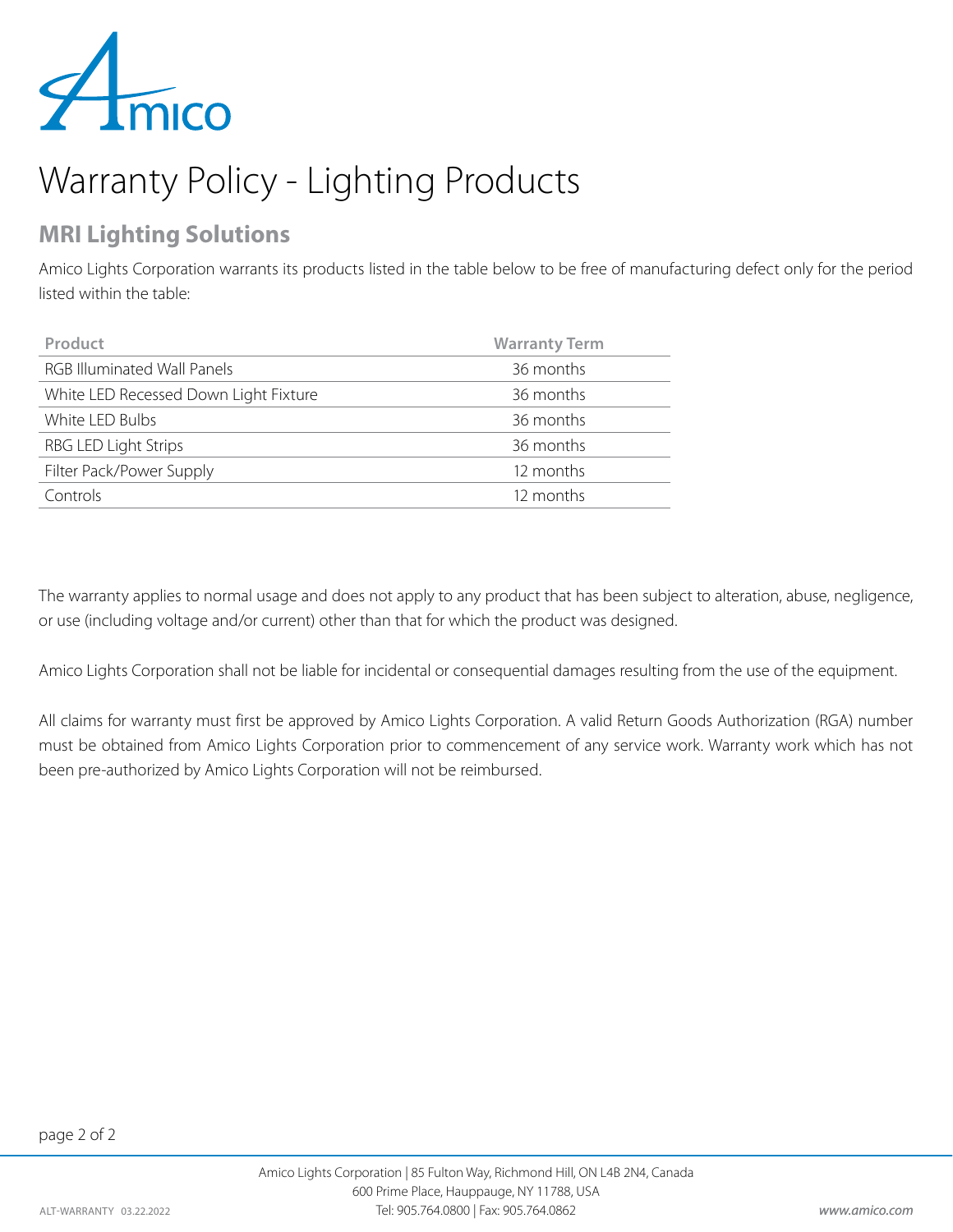# Warranty Policy - Lighting Products

## MRI Lighting Solutions

Amico Lights Corporation warrants its products listed in the table below to be free of manufacturing defect only for the period listed within the table:

| Product | Warranty Term |
|---|---|
| RGB Illuminated Wall Panels | 36 months |
| White LED Recessed Down Light Fixture | 36 months |
| White LED Bulbs | 36 months |
| RBG LED Light Strips | 36 months |
| Filter Pack/Power Supply | 12 months |
| Controls | 12 months |

The warranty applies to normal usage and does not apply to any product that has been subject to alteration, abuse, negligence, or use (including voltage and/or current) other than that for which the product was designed.

Amico Lights Corporation shall not be liable for incidental or consequential damages resulting from the use of the equipment.

All claims for warranty must first be approved by Amico Lights Corporation. A valid Return Goods Authorization (RGA) number must be obtained from Amico Lights Corporation prior to commencement of any service work. Warranty work which has not been pre-authorized by Amico Lights Corporation will not be reimbursed.

Amico Lights Corporation | 85 Fulton Way, Richmond Hill, ON L4B 2N4, Canada
600 Prime Place, Hauppauge, NY 11788, USA
Tel: 905.764.0800 | Fax: 905.764.0862

ALT-WARRANTY 03.22.2022

www.amico.com